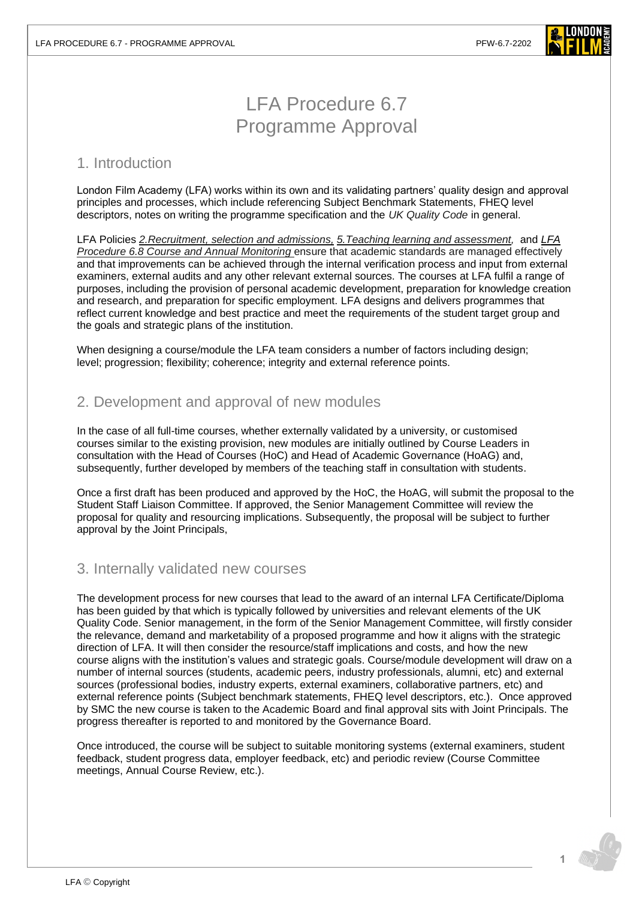# LFA Procedure 6.7 Programme Approval

## 1. Introduction

London Film Academy (LFA) works within its own and its validating partners' quality design and approval principles and processes, which include referencing Subject Benchmark Statements, FHEQ level descriptors, notes on writing the programme specification and the *UK Quality Code* in general.

LFA Policies *2.Recruitment, selection and admissions, 5.Teaching learning and assessment,* and *LFA Procedure 6.8 Course and Annual Monitoring* ensure that academic standards are managed effectively and that improvements can be achieved through the internal verification process and input from external examiners, external audits and any other relevant external sources. The courses at LFA fulfil a range of purposes, including the provision of personal academic development, preparation for knowledge creation and research, and preparation for specific employment. LFA designs and delivers programmes that reflect current knowledge and best practice and meet the requirements of the student target group and the goals and strategic plans of the institution.

When designing a course/module the LFA team considers a number of factors including design; level; progression; flexibility; coherence; integrity and external reference points.

## 2. Development and approval of new modules

In the case of all full-time courses, whether externally validated by a university, or customised courses similar to the existing provision, new modules are initially outlined by Course Leaders in consultation with the Head of Courses (HoC) and Head of Academic Governance (HoAG) and, subsequently, further developed by members of the teaching staff in consultation with students.

Once a first draft has been produced and approved by the HoC, the HoAG, will submit the proposal to the Student Staff Liaison Committee. If approved, the Senior Management Committee will review the proposal for quality and resourcing implications. Subsequently, the proposal will be subject to further approval by the Joint Principals,

## 3. Internally validated new courses

The development process for new courses that lead to the award of an internal LFA Certificate/Diploma has been guided by that which is typically followed by universities and relevant elements of the UK Quality Code. Senior management, in the form of the Senior Management Committee, will firstly consider the relevance, demand and marketability of a proposed programme and how it aligns with the strategic direction of LFA. It will then consider the resource/staff implications and costs, and how the new course aligns with the institution's values and strategic goals. Course/module development will draw on a number of internal sources (students, academic peers, industry professionals, alumni, etc) and external sources (professional bodies, industry experts, external examiners, collaborative partners, etc) and external reference points (Subject benchmark statements, FHEQ level descriptors, etc.). Once approved by SMC the new course is taken to the Academic Board and final approval sits with Joint Principals. The progress thereafter is reported to and monitored by the Governance Board.

Once introduced, the course will be subject to suitable monitoring systems (external examiners, student feedback, student progress data, employer feedback, etc) and periodic review (Course Committee meetings, Annual Course Review, etc.).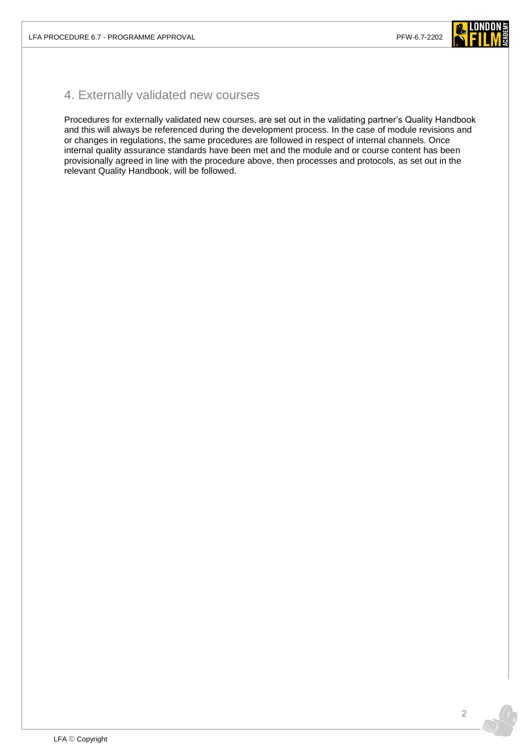## 4. Externally validated new courses

Procedures for externally validated new courses, are set out in the validating partner's Quality Handbook and this will always be referenced during the development process. In the case of module revisions and or changes in regulations, the same procedures are followed in respect of internal channels. Once internal quality assurance standards have been met and the module and or course content has been provisionally agreed in line with the procedure above, then processes and protocols, as set out in the relevant Quality Handbook, will be followed.